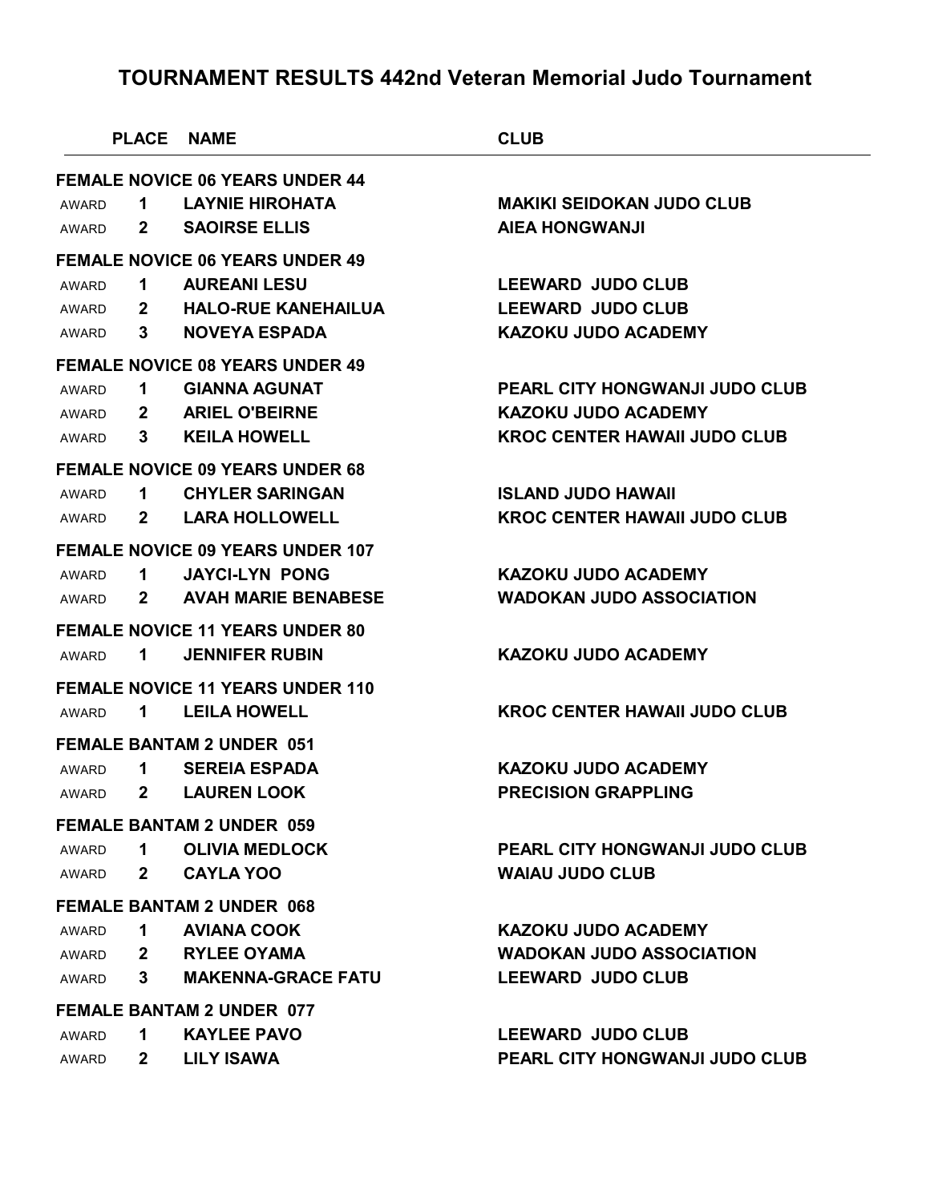# TOURNAMENT RESULTS 442nd Veteran Memorial Judo Tournament

| | PLACE | NAME | CLUB |
|---|---|---|---|
| **FEMALE NOVICE 06 YEARS UNDER 44** | | | |
| AWARD | 1 | LAYNIE HIROHATA | MAKIKI SEIDOKAN JUDO CLUB |
| AWARD | 2 | SAOIRSE ELLIS | AIEA HONGWANJI |
| **FEMALE NOVICE 06 YEARS UNDER 49** | | | |
| AWARD | 1 | AUREANI LESU | LEEWARD JUDO CLUB |
| AWARD | 2 | HALO-RUE KANEHAILUA | LEEWARD JUDO CLUB |
| AWARD | 3 | NOVEYA ESPADA | KAZOKU JUDO ACADEMY |
| **FEMALE NOVICE 08 YEARS UNDER 49** | | | |
| AWARD | 1 | GIANNA AGUNAT | PEARL CITY HONGWANJI JUDO CLUB |
| AWARD | 2 | ARIEL O'BEIRNE | KAZOKU JUDO ACADEMY |
| AWARD | 3 | KEILA HOWELL | KROC CENTER HAWAII JUDO CLUB |
| **FEMALE NOVICE 09 YEARS UNDER 68** | | | |
| AWARD | 1 | CHYLER SARINGAN | ISLAND JUDO HAWAII |
| AWARD | 2 | LARA HOLLOWELL | KROC CENTER HAWAII JUDO CLUB |
| **FEMALE NOVICE 09 YEARS UNDER 107** | | | |
| AWARD | 1 | JAYCI-LYN PONG | KAZOKU JUDO ACADEMY |
| AWARD | 2 | AVAH MARIE BENABESE | WADOKAN JUDO ASSOCIATION |
| **FEMALE NOVICE 11 YEARS UNDER 80** | | | |
| AWARD | 1 | JENNIFER RUBIN | KAZOKU JUDO ACADEMY |
| **FEMALE NOVICE 11 YEARS UNDER 110** | | | |
| AWARD | 1 | LEILA HOWELL | KROC CENTER HAWAII JUDO CLUB |
| **FEMALE BANTAM 2 UNDER 051** | | | |
| AWARD | 1 | SEREIA ESPADA | KAZOKU JUDO ACADEMY |
| AWARD | 2 | LAUREN LOOK | PRECISION GRAPPLING |
| **FEMALE BANTAM 2 UNDER 059** | | | |
| AWARD | 1 | OLIVIA MEDLOCK | PEARL CITY HONGWANJI JUDO CLUB |
| AWARD | 2 | CAYLA YOO | WAIAU JUDO CLUB |
| **FEMALE BANTAM 2 UNDER 068** | | | |
| AWARD | 1 | AVIANA COOK | KAZOKU JUDO ACADEMY |
| AWARD | 2 | RYLEE OYAMA | WADOKAN JUDO ASSOCIATION |
| AWARD | 3 | MAKENNA-GRACE FATU | LEEWARD JUDO CLUB |
| **FEMALE BANTAM 2 UNDER 077** | | | |
| AWARD | 1 | KAYLEE PAVO | LEEWARD JUDO CLUB |
| AWARD | 2 | LILY ISAWA | PEARL CITY HONGWANJI JUDO CLUB |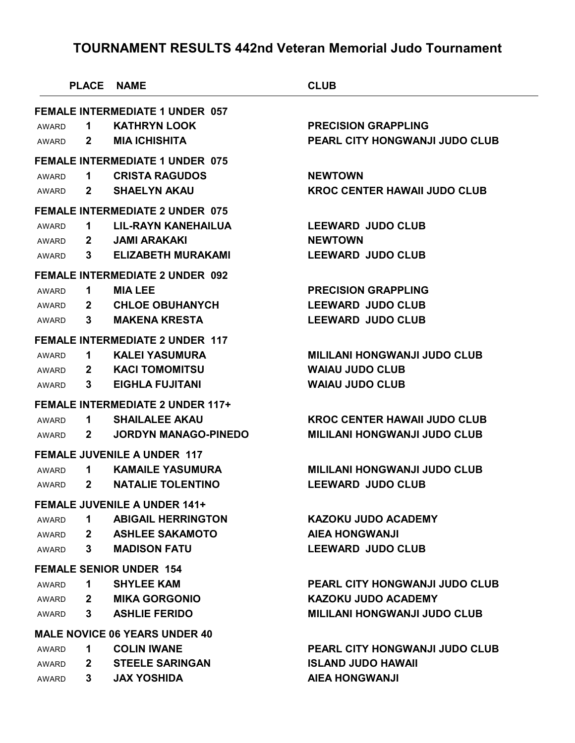# TOURNAMENT RESULTS 442nd Veteran Memorial Judo Tournament

| | PLACE | NAME | CLUB |
|---|---|---|---|
| **FEMALE INTERMEDIATE 1 UNDER 057** | | | |
| AWARD | 1 | KATHRYN LOOK | PRECISION GRAPPLING |
| AWARD | 2 | MIA ICHISHITA | PEARL CITY HONGWANJI JUDO CLUB |
| **FEMALE INTERMEDIATE 1 UNDER 075** | | | |
| AWARD | 1 | CRISTA RAGUDOS | NEWTOWN |
| AWARD | 2 | SHAELYN AKAU | KROC CENTER HAWAII JUDO CLUB |
| **FEMALE INTERMEDIATE 2 UNDER 075** | | | |
| AWARD | 1 | LIL-RAYN KANEHAILUA | LEEWARD JUDO CLUB |
| AWARD | 2 | JAMI ARAKAKI | NEWTOWN |
| AWARD | 3 | ELIZABETH MURAKAMI | LEEWARD JUDO CLUB |
| **FEMALE INTERMEDIATE 2 UNDER 092** | | | |
| AWARD | 1 | MIA LEE | PRECISION GRAPPLING |
| AWARD | 2 | CHLOE OBUHANYCH | LEEWARD JUDO CLUB |
| AWARD | 3 | MAKENA KRESTA | LEEWARD JUDO CLUB |
| **FEMALE INTERMEDIATE 2 UNDER 117** | | | |
| AWARD | 1 | KALEI YASUMURA | MILILANI HONGWANJI JUDO CLUB |
| AWARD | 2 | KACI TOMOMITSU | WAIAU JUDO CLUB |
| AWARD | 3 | EIGHLA FUJITANI | WAIAU JUDO CLUB |
| **FEMALE INTERMEDIATE 2 UNDER 117+** | | | |
| AWARD | 1 | SHAILALEE AKAU | KROC CENTER HAWAII JUDO CLUB |
| AWARD | 2 | JORDYN MANAGO-PINEDO | MILILANI HONGWANJI JUDO CLUB |
| **FEMALE JUVENILE A UNDER 117** | | | |
| AWARD | 1 | KAMAILE YASUMURA | MILILANI HONGWANJI JUDO CLUB |
| AWARD | 2 | NATALIE TOLENTINO | LEEWARD JUDO CLUB |
| **FEMALE JUVENILE A UNDER 141+** | | | |
| AWARD | 1 | ABIGAIL HERRINGTON | KAZOKU JUDO ACADEMY |
| AWARD | 2 | ASHLEE SAKAMOTO | AIEA HONGWANJI |
| AWARD | 3 | MADISON FATU | LEEWARD JUDO CLUB |
| **FEMALE SENIOR UNDER 154** | | | |
| AWARD | 1 | SHYLEE KAM | PEARL CITY HONGWANJI JUDO CLUB |
| AWARD | 2 | MIKA GORGONIO | KAZOKU JUDO ACADEMY |
| AWARD | 3 | ASHLIE FERIDO | MILILANI HONGWANJI JUDO CLUB |
| **MALE NOVICE 06 YEARS UNDER 40** | | | |
| AWARD | 1 | COLIN IWANE | PEARL CITY HONGWANJI JUDO CLUB |
| AWARD | 2 | STEELE SARINGAN | ISLAND JUDO HAWAII |
| AWARD | 3 | JAX YOSHIDA | AIEA HONGWANJI |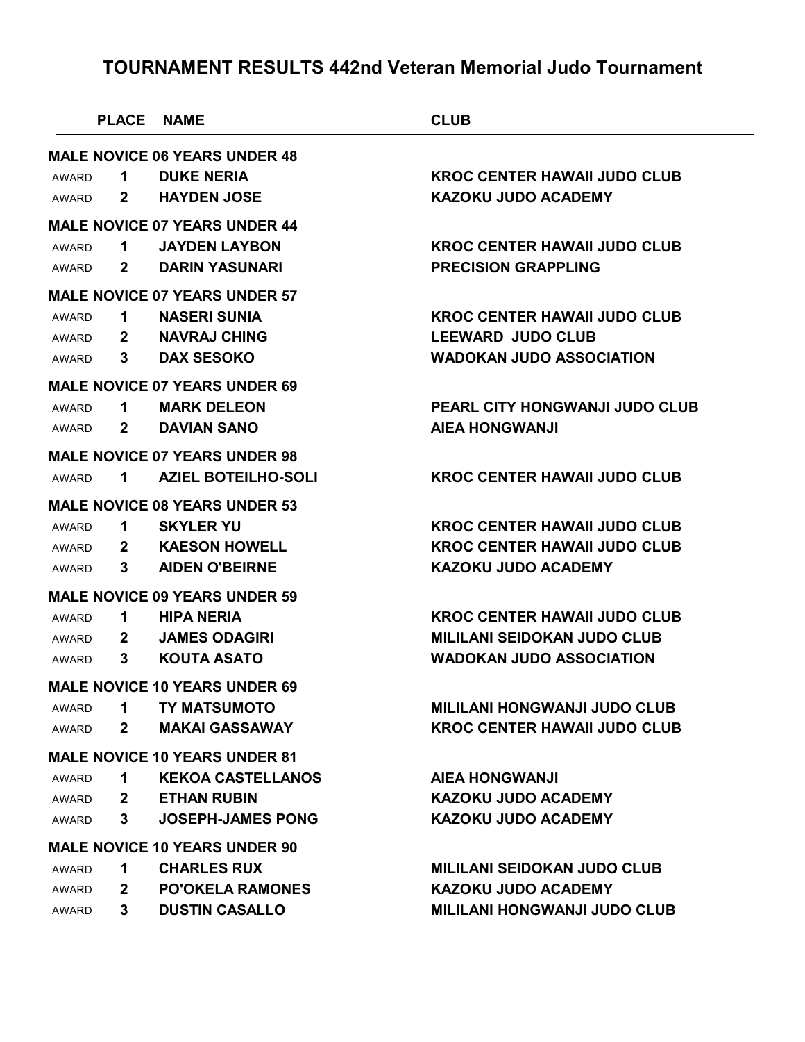# TOURNAMENT RESULTS 442nd Veteran Memorial Judo Tournament

| | PLACE | NAME | CLUB |
|---|---|---|---|
| **MALE NOVICE 06 YEARS UNDER 48** | | | |
| AWARD | 1 | DUKE NERIA | KROC CENTER HAWAII JUDO CLUB |
| AWARD | 2 | HAYDEN JOSE | KAZOKU JUDO ACADEMY |
| **MALE NOVICE 07 YEARS UNDER 44** | | | |
| AWARD | 1 | JAYDEN LAYBON | KROC CENTER HAWAII JUDO CLUB |
| AWARD | 2 | DARIN YASUNARI | PRECISION GRAPPLING |
| **MALE NOVICE 07 YEARS UNDER 57** | | | |
| AWARD | 1 | NASERI SUNIA | KROC CENTER HAWAII JUDO CLUB |
| AWARD | 2 | NAVRAJ CHING | LEEWARD JUDO CLUB |
| AWARD | 3 | DAX SESOKO | WADOKAN JUDO ASSOCIATION |
| **MALE NOVICE 07 YEARS UNDER 69** | | | |
| AWARD | 1 | MARK DELEON | PEARL CITY HONGWANJI JUDO CLUB |
| AWARD | 2 | DAVIAN SANO | AIEA HONGWANJI |
| **MALE NOVICE 07 YEARS UNDER 98** | | | |
| AWARD | 1 | AZIEL BOTEILHO-SOLI | KROC CENTER HAWAII JUDO CLUB |
| **MALE NOVICE 08 YEARS UNDER 53** | | | |
| AWARD | 1 | SKYLER YU | KROC CENTER HAWAII JUDO CLUB |
| AWARD | 2 | KAESON HOWELL | KROC CENTER HAWAII JUDO CLUB |
| AWARD | 3 | AIDEN O'BEIRNE | KAZOKU JUDO ACADEMY |
| **MALE NOVICE 09 YEARS UNDER 59** | | | |
| AWARD | 1 | HIPA NERIA | KROC CENTER HAWAII JUDO CLUB |
| AWARD | 2 | JAMES ODAGIRI | MILILANI SEIDOKAN JUDO CLUB |
| AWARD | 3 | KOUTA ASATO | WADOKAN JUDO ASSOCIATION |
| **MALE NOVICE 10 YEARS UNDER 69** | | | |
| AWARD | 1 | TY MATSUMOTO | MILILANI HONGWANJI JUDO CLUB |
| AWARD | 2 | MAKAI GASSAWAY | KROC CENTER HAWAII JUDO CLUB |
| **MALE NOVICE 10 YEARS UNDER 81** | | | |
| AWARD | 1 | KEKOA CASTELLANOS | AIEA HONGWANJI |
| AWARD | 2 | ETHAN RUBIN | KAZOKU JUDO ACADEMY |
| AWARD | 3 | JOSEPH-JAMES PONG | KAZOKU JUDO ACADEMY |
| **MALE NOVICE 10 YEARS UNDER 90** | | | |
| AWARD | 1 | CHARLES RUX | MILILANI SEIDOKAN JUDO CLUB |
| AWARD | 2 | PO'OKELA RAMONES | KAZOKU JUDO ACADEMY |
| AWARD | 3 | DUSTIN CASALLO | MILILANI HONGWANJI JUDO CLUB |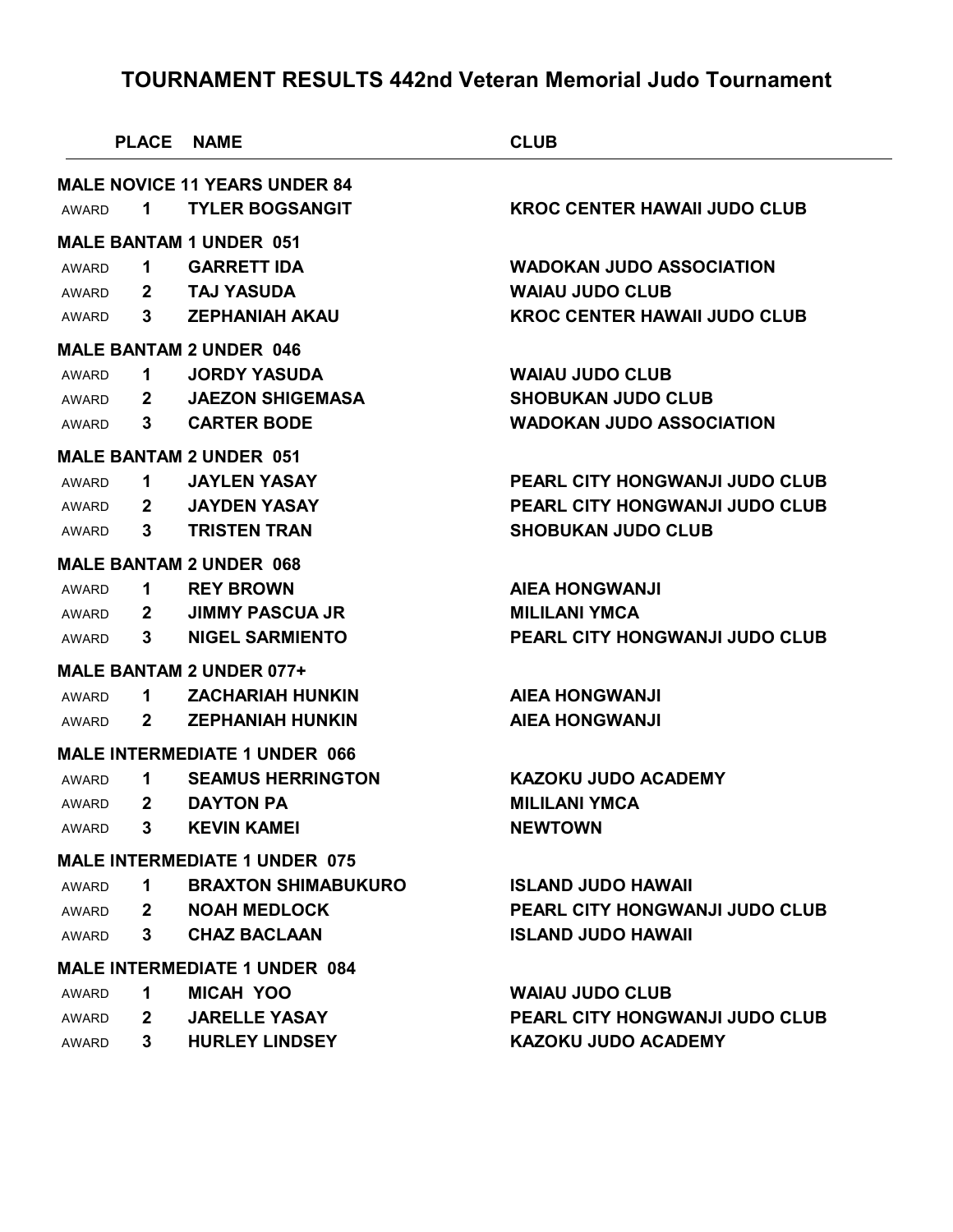# TOURNAMENT RESULTS 442nd Veteran Memorial Judo Tournament

| | PLACE | NAME | CLUB |
|---|---|---|---|
| **MALE NOVICE 11 YEARS UNDER 84** | | | |
| AWARD | 1 | TYLER BOGSANGIT | KROC CENTER HAWAII JUDO CLUB |
| **MALE BANTAM 1 UNDER 051** | | | |
| AWARD | 1 | GARRETT IDA | WADOKAN JUDO ASSOCIATION |
| AWARD | 2 | TAJ YASUDA | WAIAU JUDO CLUB |
| AWARD | 3 | ZEPHANIAH AKAU | KROC CENTER HAWAII JUDO CLUB |
| **MALE BANTAM 2 UNDER 046** | | | |
| AWARD | 1 | JORDY YASUDA | WAIAU JUDO CLUB |
| AWARD | 2 | JAEZON SHIGEMASA | SHOBUKAN JUDO CLUB |
| AWARD | 3 | CARTER BODE | WADOKAN JUDO ASSOCIATION |
| **MALE BANTAM 2 UNDER 051** | | | |
| AWARD | 1 | JAYLEN YASAY | PEARL CITY HONGWANJI JUDO CLUB |
| AWARD | 2 | JAYDEN YASAY | PEARL CITY HONGWANJI JUDO CLUB |
| AWARD | 3 | TRISTEN TRAN | SHOBUKAN JUDO CLUB |
| **MALE BANTAM 2 UNDER 068** | | | |
| AWARD | 1 | REY BROWN | AIEA HONGWANJI |
| AWARD | 2 | JIMMY PASCUA JR | MILILANI YMCA |
| AWARD | 3 | NIGEL SARMIENTO | PEARL CITY HONGWANJI JUDO CLUB |
| **MALE BANTAM 2 UNDER 077+** | | | |
| AWARD | 1 | ZACHARIAH HUNKIN | AIEA HONGWANJI |
| AWARD | 2 | ZEPHANIAH HUNKIN | AIEA HONGWANJI |
| **MALE INTERMEDIATE 1 UNDER 066** | | | |
| AWARD | 1 | SEAMUS HERRINGTON | KAZOKU JUDO ACADEMY |
| AWARD | 2 | DAYTON PA | MILILANI YMCA |
| AWARD | 3 | KEVIN KAMEI | NEWTOWN |
| **MALE INTERMEDIATE 1 UNDER 075** | | | |
| AWARD | 1 | BRAXTON SHIMABUKURO | ISLAND JUDO HAWAII |
| AWARD | 2 | NOAH MEDLOCK | PEARL CITY HONGWANJI JUDO CLUB |
| AWARD | 3 | CHAZ BACLAAN | ISLAND JUDO HAWAII |
| **MALE INTERMEDIATE 1 UNDER 084** | | | |
| AWARD | 1 | MICAH YOO | WAIAU JUDO CLUB |
| AWARD | 2 | JARELLE YASAY | PEARL CITY HONGWANJI JUDO CLUB |
| AWARD | 3 | HURLEY LINDSEY | KAZOKU JUDO ACADEMY |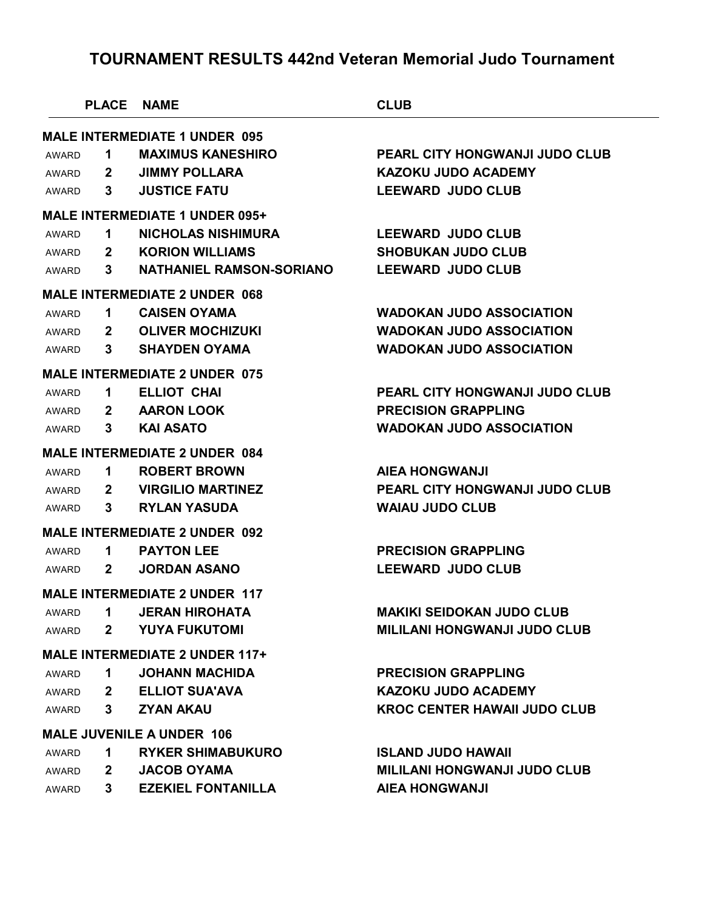# TOURNAMENT RESULTS 442nd Veteran Memorial Judo Tournament

| | PLACE | NAME | CLUB |
|---|---|---|---|
| **MALE INTERMEDIATE 1 UNDER 095** | | | |
| AWARD | 1 | MAXIMUS KANESHIRO | PEARL CITY HONGWANJI JUDO CLUB |
| AWARD | 2 | JIMMY POLLARA | KAZOKU JUDO ACADEMY |
| AWARD | 3 | JUSTICE FATU | LEEWARD JUDO CLUB |
| **MALE INTERMEDIATE 1 UNDER 095+** | | | |
| AWARD | 1 | NICHOLAS NISHIMURA | LEEWARD JUDO CLUB |
| AWARD | 2 | KORION WILLIAMS | SHOBUKAN JUDO CLUB |
| AWARD | 3 | NATHANIEL RAMSON-SORIANO | LEEWARD JUDO CLUB |
| **MALE INTERMEDIATE 2 UNDER 068** | | | |
| AWARD | 1 | CAISEN OYAMA | WADOKAN JUDO ASSOCIATION |
| AWARD | 2 | OLIVER MOCHIZUKI | WADOKAN JUDO ASSOCIATION |
| AWARD | 3 | SHAYDEN OYAMA | WADOKAN JUDO ASSOCIATION |
| **MALE INTERMEDIATE 2 UNDER 075** | | | |
| AWARD | 1 | ELLIOT CHAI | PEARL CITY HONGWANJI JUDO CLUB |
| AWARD | 2 | AARON LOOK | PRECISION GRAPPLING |
| AWARD | 3 | KAI ASATO | WADOKAN JUDO ASSOCIATION |
| **MALE INTERMEDIATE 2 UNDER 084** | | | |
| AWARD | 1 | ROBERT BROWN | AIEA HONGWANJI |
| AWARD | 2 | VIRGILIO MARTINEZ | PEARL CITY HONGWANJI JUDO CLUB |
| AWARD | 3 | RYLAN YASUDA | WAIAU JUDO CLUB |
| **MALE INTERMEDIATE 2 UNDER 092** | | | |
| AWARD | 1 | PAYTON LEE | PRECISION GRAPPLING |
| AWARD | 2 | JORDAN ASANO | LEEWARD JUDO CLUB |
| **MALE INTERMEDIATE 2 UNDER 117** | | | |
| AWARD | 1 | JERAN HIROHATA | MAKIKI SEIDOKAN JUDO CLUB |
| AWARD | 2 | YUYA FUKUTOMI | MILILANI HONGWANJI JUDO CLUB |
| **MALE INTERMEDIATE 2 UNDER 117+** | | | |
| AWARD | 1 | JOHANN MACHIDA | PRECISION GRAPPLING |
| AWARD | 2 | ELLIOT SUA'AVA | KAZOKU JUDO ACADEMY |
| AWARD | 3 | ZYAN AKAU | KROC CENTER HAWAII JUDO CLUB |
| **MALE JUVENILE A UNDER 106** | | | |
| AWARD | 1 | RYKER SHIMABUKURO | ISLAND JUDO HAWAII |
| AWARD | 2 | JACOB OYAMA | MILILANI HONGWANJI JUDO CLUB |
| AWARD | 3 | EZEKIEL FONTANILLA | AIEA HONGWANJI |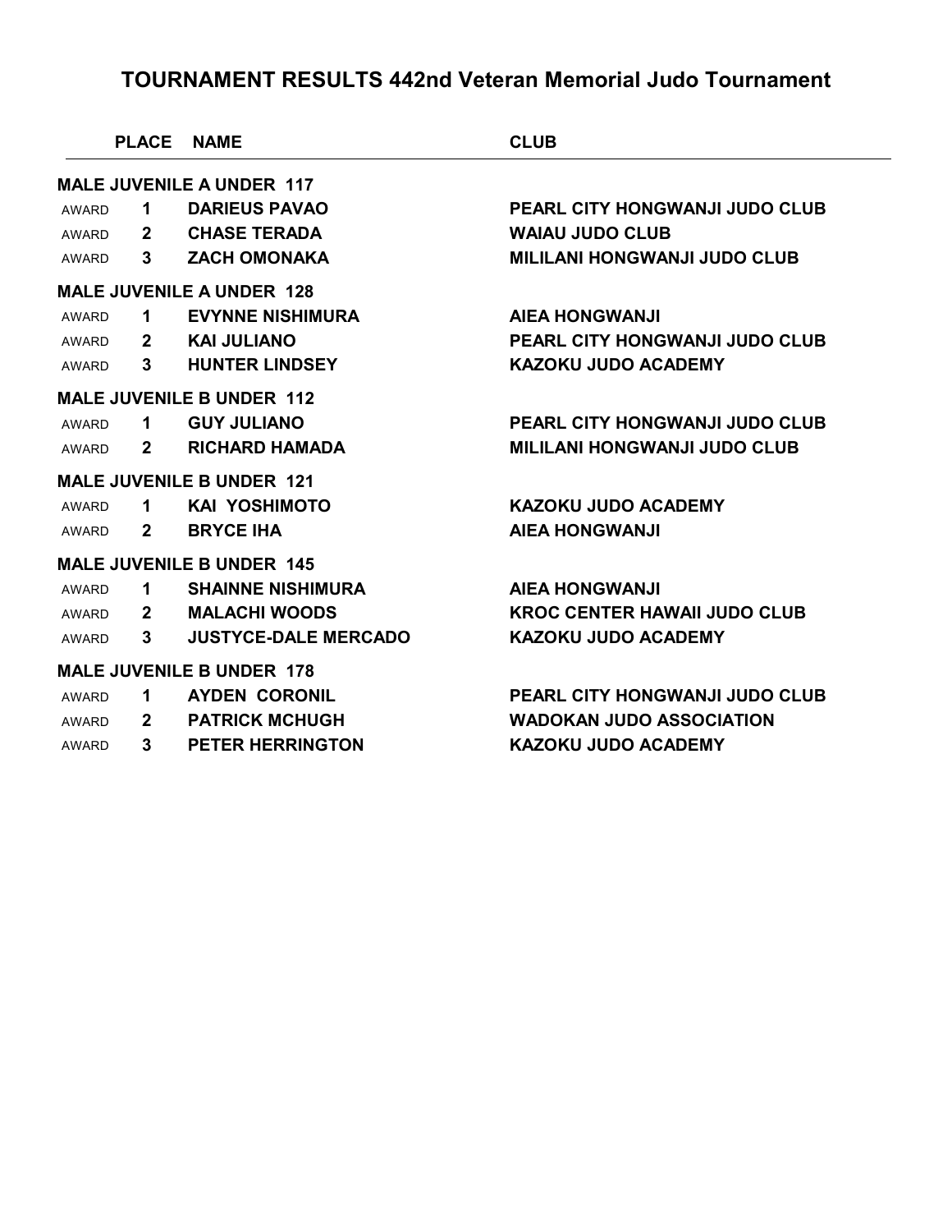# TOURNAMENT RESULTS 442nd Veteran Memorial Judo Tournament

| | PLACE | NAME | CLUB |
|---|---|---|---|
| **MALE JUVENILE A UNDER 117** | | | |
| AWARD | 1 | DARIEUS PAVAO | PEARL CITY HONGWANJI JUDO CLUB |
| AWARD | 2 | CHASE TERADA | WAIAU JUDO CLUB |
| AWARD | 3 | ZACH OMONAKA | MILILANI HONGWANJI JUDO CLUB |
| **MALE JUVENILE A UNDER 128** | | | |
| AWARD | 1 | EVYNNE NISHIMURA | AIEA HONGWANJI |
| AWARD | 2 | KAI JULIANO | PEARL CITY HONGWANJI JUDO CLUB |
| AWARD | 3 | HUNTER LINDSEY | KAZOKU JUDO ACADEMY |
| **MALE JUVENILE B UNDER 112** | | | |
| AWARD | 1 | GUY JULIANO | PEARL CITY HONGWANJI JUDO CLUB |
| AWARD | 2 | RICHARD HAMADA | MILILANI HONGWANJI JUDO CLUB |
| **MALE JUVENILE B UNDER 121** | | | |
| AWARD | 1 | KAI YOSHIMOTO | KAZOKU JUDO ACADEMY |
| AWARD | 2 | BRYCE IHA | AIEA HONGWANJI |
| **MALE JUVENILE B UNDER 145** | | | |
| AWARD | 1 | SHAINNE NISHIMURA | AIEA HONGWANJI |
| AWARD | 2 | MALACHI WOODS | KROC CENTER HAWAII JUDO CLUB |
| AWARD | 3 | JUSTYCE-DALE MERCADO | KAZOKU JUDO ACADEMY |
| **MALE JUVENILE B UNDER 178** | | | |
| AWARD | 1 | AYDEN CORONIL | PEARL CITY HONGWANJI JUDO CLUB |
| AWARD | 2 | PATRICK MCHUGH | WADOKAN JUDO ASSOCIATION |
| AWARD | 3 | PETER HERRINGTON | KAZOKU JUDO ACADEMY |